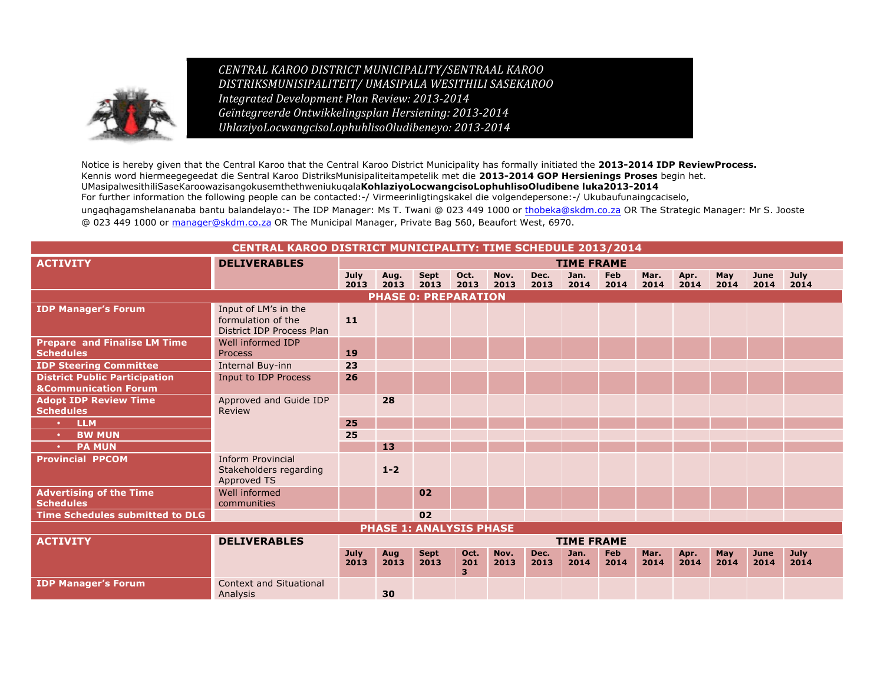*CENTRAL KAROO DISTRICT MUNICIPALITY/SENTRAAL KAROO DISTRIKSMUNISIPALITEIT/ UMASIPALA WESITHILI SASEKAROO*
*Integrated Development Plan Review: 2013-2014*
*Geïntegreerde Ontwikkelingsplan Hersiening: 2013-2014*
*UhlaziyoLocwangcisoLophuhlisoOludibeneyo: 2013-2014*

Notice is hereby given that the Central Karoo that the Central Karoo District Municipality has formally initiated the **2013-2014 IDP ReviewProcess.**
Kennis word hiermeegegeedat die Sentral Karoo DistriksMunisipaliteitampetelik met die **2013-2014 GOP Hersienings Proses** begin het.
UMasipalwesithiliSaseKaroowazisangokusemthethweniukuqala**KohlaziyoLocwangcisoLophuhlisoOludibene luka2013-2014**
For further information the following people can be contacted:-/ Virmeerinligtingskakel die volgendepersone:-/ Ukubaufunaingcaciselo, ungaqhagamshelananaba bantu balandelayo:- The IDP Manager: Ms T. Twani @ 023 449 1000 or thobeka@skdm.co.za OR The Strategic Manager: Mr S. Jooste @ 023 449 1000 or manager@skdm.co.za OR The Municipal Manager, Private Bag 560, Beaufort West, 6970.

| CENTRAL KAROO DISTRICT MUNICIPALITY: TIME SCHEDULE 2013/2014 | | | | | | | | | | | | | | |
|---|---|---|---|---|---|---|---|---|---|---|---|---|---|---|
| **ACTIVITY** | **DELIVERABLES** | **TIME FRAME** | | | | | | | | | | | | |
| | | **July 2013** | **Aug. 2013** | **Sept 2013** | **Oct. 2013** | **Nov. 2013** | **Dec. 2013** | **Jan. 2014** | **Feb 2014** | **Mar. 2014** | **Apr. 2014** | **May 2014** | **June 2014** | **July 2014** |
| **PHASE 0: PREPARATION** | | | | | | | | | | | | | | |
| **IDP Manager's Forum** | Input of LM's in the formulation of the District IDP Process Plan | **11** | | | | | | | | | | | | |
| **Prepare and Finalise LM Time Schedules** | Well informed IDP Process | **19** | | | | | | | | | | | | |
| **IDP Steering Committee** | Internal Buy-inn | **23** | | | | | | | | | | | | |
| **District Public Participation &Communication Forum** | Input to IDP Process | **26** | | | | | | | | | | | | |
| **Adopt IDP Review Time Schedules** | Approved and Guide IDP Review | | **28** | | | | | | | | | | | |
| • **LLM** | | **25** | | | | | | | | | | | | |
| • **BW MUN** | | **25** | | | | | | | | | | | | |
| • **PA MUN** | | | **13** | | | | | | | | | | | |
| **Provincial PPCOM** | Inform Provincial Stakeholders regarding Approved TS | | **1-2** | | | | | | | | | | | |
| **Advertising of the Time Schedules** | Well informed communities | | | **02** | | | | | | | | | | |
| **Time Schedules submitted to DLG** | | | | **02** | | | | | | | | | | |
| **PHASE 1: ANALYSIS PHASE** | | | | | | | | | | | | | | |
| **ACTIVITY** | **DELIVERABLES** | **TIME FRAME** | | | | | | | | | | | | |
| | | **July 2013** | **Aug 2013** | **Sept 2013** | **Oct. 2013** | **Nov. 2013** | **Dec. 2013** | **Jan. 2014** | **Feb 2014** | **Mar. 2014** | **Apr. 2014** | **May 2014** | **June 2014** | **July 2014** |
| **IDP Manager's Forum** | Context and Situational Analysis | | **30** | | | | | | | | | | | |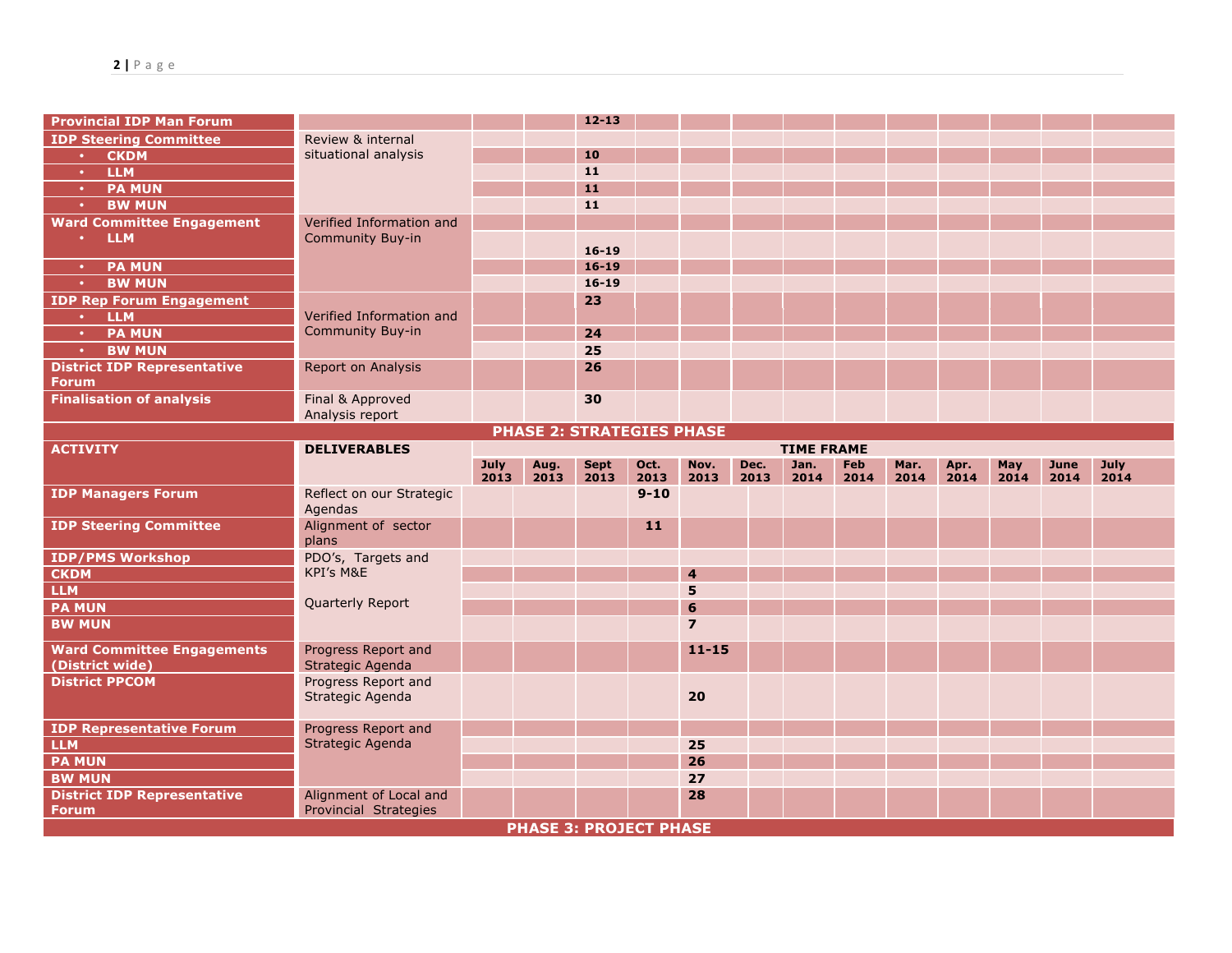| | | | | | | | | | | | | | |
|---|---|---|---|---|---|---|---|---|---|---|---|---|---|
| **Provincial IDP Man Forum** | | | | **12-13** | | | | | | | | | |
| **IDP Steering Committee** | Review & internal situational analysis | | | | | | | | | | | | |
| • **CKDM** | | | | **10** | | | | | | | | | |
| • **LLM** | | | | **11** | | | | | | | | | |
| • **PA MUN** | | | | **11** | | | | | | | | | |
| • **BW MUN** | | | | **11** | | | | | | | | | |
| **Ward Committee Engagement** | Verified Information and Community Buy-in | | | | | | | | | | | | |
| • **LLM** | | | | **16-19** | | | | | | | | | |
| • **PA MUN** | | | | **16-19** | | | | | | | | | |
| • **BW MUN** | | | | **16-19** | | | | | | | | | |
| **IDP Rep Forum Engagement** | Verified Information and Community Buy-in | | | **23** | | | | | | | | | |
| • **LLM** | | | | | | | | | | | | | |
| • **PA MUN** | | | | **24** | | | | | | | | | |
| • **BW MUN** | | | | **25** | | | | | | | | | |
| **District IDP Representative Forum** | Report on Analysis | | | **26** | | | | | | | | | |
| **Finalisation of analysis** | Final & Approved Analysis report | | | **30** | | | | | | | | | |

**PHASE 2: STRATEGIES PHASE**

| ACTIVITY | DELIVERABLES | TIME FRAME | | | | | | | | | | | |
|---|---|---|---|---|---|---|---|---|---|---|---|---|---|
| | | **July 2013** | **Aug. 2013** | **Sept 2013** | **Oct. 2013** | **Nov. 2013** | **Dec. 2013** | **Jan. 2014** | **Feb 2014** | **Mar. 2014** | **Apr. 2014** | **May 2014** | **June 2014** | **July 2014** |
| **IDP Managers Forum** | Reflect on our Strategic Agendas | | | | **9-10** | | | | | | | | | |
| **IDP Steering Committee** | Alignment of sector plans | | | | **11** | | | | | | | | | |
| **IDP/PMS Workshop** | PDO's, Targets and KPI's M&E | | | | | | | | | | | | | |
| **CKDM** | | | | | | **4** | | | | | | | | |
| **LLM** | Quarterly Report | | | | | **5** | | | | | | | | |
| **PA MUN** | | | | | | **6** | | | | | | | | |
| **BW MUN** | | | | | | **7** | | | | | | | | |
| **Ward Committee Engagements (District wide)** | Progress Report and Strategic Agenda | | | | | **11-15** | | | | | | | | |
| **District PPCOM** | Progress Report and Strategic Agenda | | | | | **20** | | | | | | | | |
| **IDP Representative Forum** | Progress Report and Strategic Agenda | | | | | | | | | | | | | |
| **LLM** | | | | | | **25** | | | | | | | | |
| **PA MUN** | | | | | | **26** | | | | | | | | |
| **BW MUN** | | | | | | **27** | | | | | | | | |
| **District IDP Representative Forum** | Alignment of Local and Provincial Strategies | | | | | **28** | | | | | | | | |

**PHASE 3: PROJECT PHASE**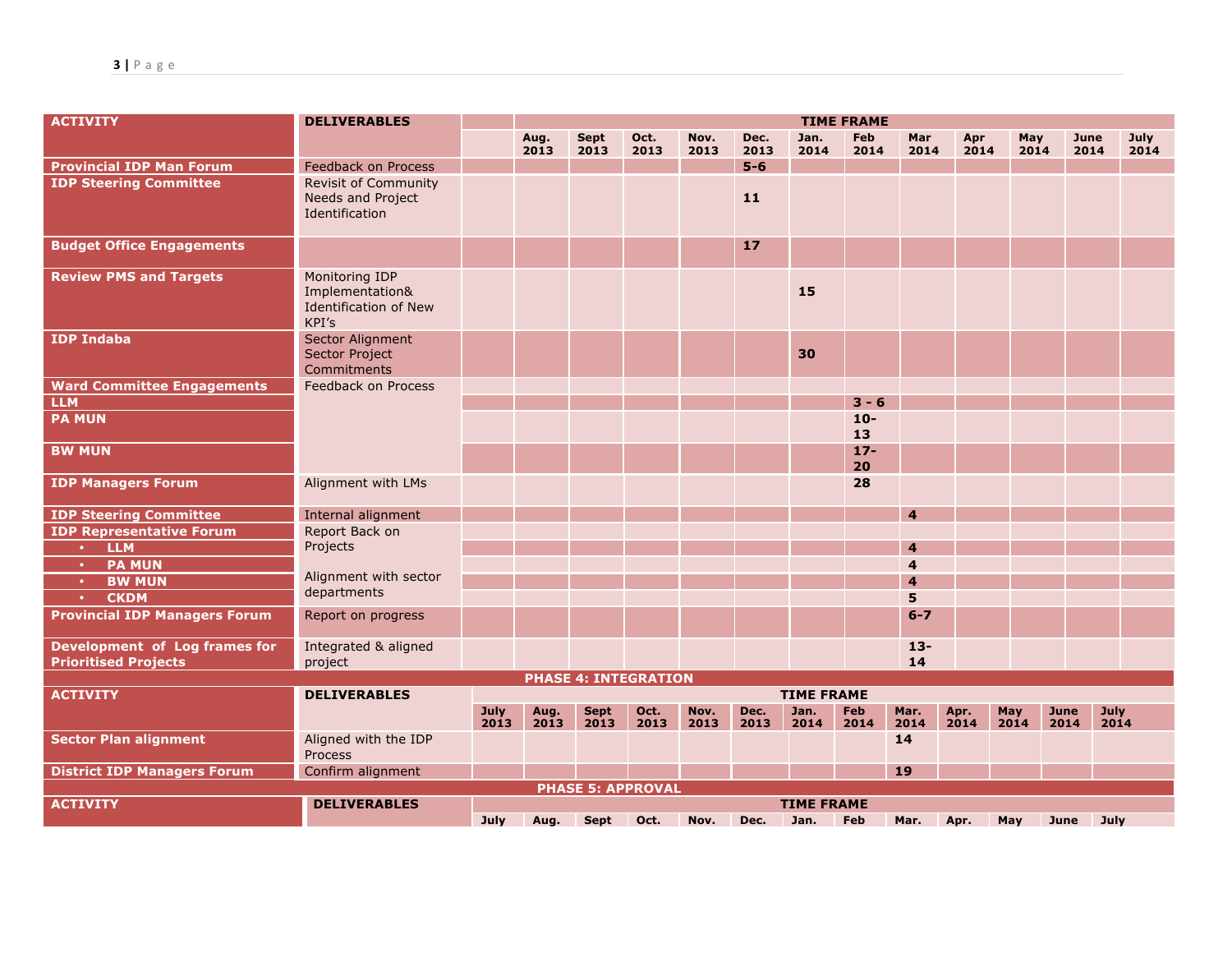| ACTIVITY | DELIVERABLES | | TIME FRAME | | | | | | | | | | | |
|---|---|---|---|---|---|---|---|---|---|---|---|---|---|---|
| | | | Aug. 2013 | Sept 2013 | Oct. 2013 | Nov. 2013 | Dec. 2013 | Jan. 2014 | Feb 2014 | Mar 2014 | Apr 2014 | May 2014 | June 2014 | July 2014 |
| **Provincial IDP Man Forum** | Feedback on Process | | | | | | **5-6** | | | | | | | |
| **IDP Steering Committee** | Revisit of Community Needs and Project Identification | | | | | | **11** | | | | | | | |
| **Budget Office Engagements** | | | | | | | **17** | | | | | | | |
| **Review PMS and Targets** | Monitoring IDP Implementation& Identification of New KPI's | | | | | | | **15** | | | | | | |
| **IDP Indaba** | Sector Alignment Sector Project Commitments | | | | | | | **30** | | | | | | |
| **Ward Committee Engagements** | Feedback on Process | | | | | | | | | | | | | |
| **LLM** | | | | | | | | | **3 - 6** | | | | | |
| **PA MUN** | | | | | | | | | **10-13** | | | | | |
| **BW MUN** | | | | | | | | | **17-20** | | | | | |
| **IDP Managers Forum** | Alignment with LMs | | | | | | | | **28** | | | | | |
| **IDP Steering Committee** | Internal alignment | | | | | | | | | **4** | | | | |
| **IDP Representative Forum** | Report Back on Projects | | | | | | | | | | | | | |
| • **LLM** | | | | | | | | | | **4** | | | | |
| • **PA MUN** | | | | | | | | | | **4** | | | | |
| • **BW MUN** | Alignment with sector departments | | | | | | | | | **4** | | | | |
| • **CKDM** | | | | | | | | | | **5** | | | | |
| **Provincial IDP Managers Forum** | Report on progress | | | | | | | | | **6-7** | | | | |
| **Development of Log frames for Prioritised Projects** | Integrated & aligned project | | | | | | | | | **13-14** | | | | |

**PHASE 4: INTEGRATION**

| ACTIVITY | DELIVERABLES | TIME FRAME | | | | | | | | | | | | |
|---|---|---|---|---|---|---|---|---|---|---|---|---|---|---|
| | | July 2013 | Aug. 2013 | Sept 2013 | Oct. 2013 | Nov. 2013 | Dec. 2013 | Jan. 2014 | Feb 2014 | Mar. 2014 | Apr. 2014 | May 2014 | June 2014 | July 2014 |
| **Sector Plan alignment** | Aligned with the IDP Process | | | | | | | | | **14** | | | | |
| **District IDP Managers Forum** | Confirm alignment | | | | | | | | | **19** | | | | |

**PHASE 5: APPROVAL**

| ACTIVITY | DELIVERABLES | TIME FRAME | | | | | | | | | | | | |
|---|---|---|---|---|---|---|---|---|---|---|---|---|---|---|
| | | July | Aug. | Sept | Oct. | Nov. | Dec. | Jan. | Feb | Mar. | Apr. | May | June | July |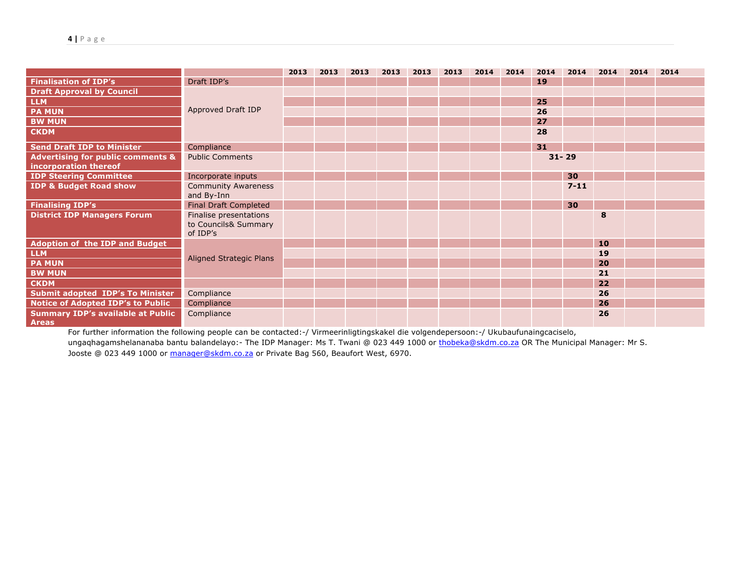| | | 2013 | 2013 | 2013 | 2013 | 2013 | 2013 | 2014 | 2014 | 2014 | 2014 | 2014 | 2014 | 2014 |
|---|---|---|---|---|---|---|---|---|---|---|---|---|---|---|
| **Finalisation of IDP's** | Draft IDP's | | | | | | | | | **19** | | | | |
| **Draft Approval by Council** | Approved Draft IDP | | | | | | | | | | | | | |
| **LLM** | | | | | | | | | | **25** | | | | |
| **PA MUN** | | | | | | | | | | **26** | | | | |
| **BW MUN** | | | | | | | | | | **27** | | | | |
| **CKDM** | | | | | | | | | | **28** | | | | |
| **Send Draft IDP to Minister** | Compliance | | | | | | | | | **31** | | | | |
| **Advertising for public comments & incorporation thereof** | Public Comments | | | | | | | | | **31- 29** | | | | |
| **IDP Steering Committee** | Incorporate inputs | | | | | | | | | | **30** | | | |
| **IDP & Budget Road show** | Community Awareness and By-Inn | | | | | | | | | | **7-11** | | | |
| **Finalising IDP's** | Final Draft Completed | | | | | | | | | | **30** | | | |
| **District IDP Managers Forum** | Finalise presentations to Councils& Summary of IDP's | | | | | | | | | | | **8** | | |
| **Adoption of the IDP and Budget** | Aligned Strategic Plans | | | | | | | | | | | **10** | | |
| **LLM** | | | | | | | | | | | | **19** | | |
| **PA MUN** | | | | | | | | | | | | **20** | | |
| **BW MUN** | | | | | | | | | | | | **21** | | |
| **CKDM** | | | | | | | | | | | | **22** | | |
| **Submit adopted IDP's To Minister** | Compliance | | | | | | | | | | | **26** | | |
| **Notice of Adopted IDP's to Public** | Compliance | | | | | | | | | | | **26** | | |
| **Summary IDP's available at Public Areas** | Compliance | | | | | | | | | | | **26** | | |

For further information the following people can be contacted:-/ Virmeerinligtingskakel die volgendepersoon:-/ Ukubaufunaingcaciselo, ungaqhagamshelananaba bantu balandelayo:- The IDP Manager: Ms T. Twani @ 023 449 1000 or thobeka@skdm.co.za OR The Municipal Manager: Mr S. Jooste @ 023 449 1000 or manager@skdm.co.za or Private Bag 560, Beaufort West, 6970.